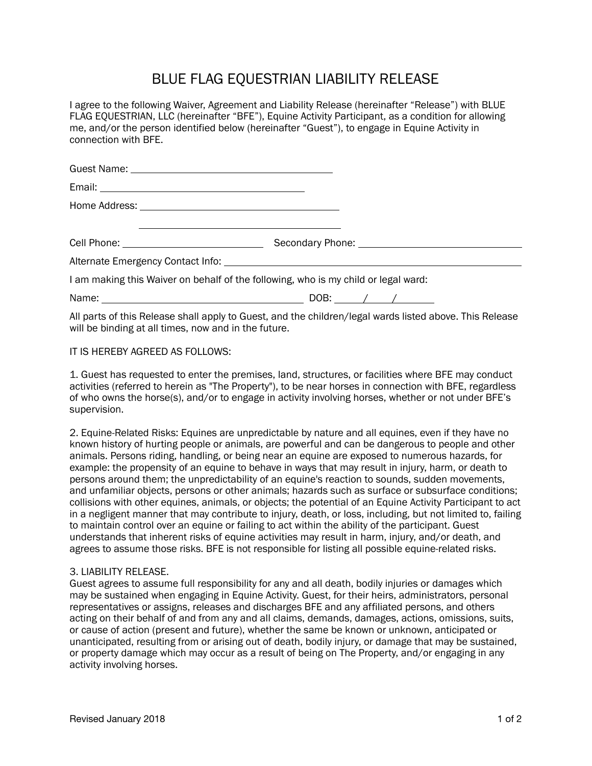# BLUE FLAG EQUESTRIAN LIABILITY RELEASE

I agree to the following Waiver, Agreement and Liability Release (hereinafter "Release") with BLUE FLAG EQUESTRIAN, LLC (hereinafter "BFE"), Equine Activity Participant, as a condition for allowing me, and/or the person identified below (hereinafter "Guest"), to engage in Equine Activity in connection with BFE.

Guest Name: ______________________________

Email: ______________________________

Home Address: ______________________________

______________________________

Cell Phone: ____________________ Secondary Phone: ____________________

Alternate Emergency Contact Info: ______________________________

I am making this Waiver on behalf of the following, who is my child or legal ward:

Name: ______________________________ DOB: _____/_____/_______

All parts of this Release shall apply to Guest, and the children/legal wards listed above. This Release will be binding at all times, now and in the future.

IT IS HEREBY AGREED AS FOLLOWS:

1. Guest has requested to enter the premises, land, structures, or facilities where BFE may conduct activities (referred to herein as "The Property"), to be near horses in connection with BFE, regardless of who owns the horse(s), and/or to engage in activity involving horses, whether or not under BFE's supervision.

2. Equine-Related Risks: Equines are unpredictable by nature and all equines, even if they have no known history of hurting people or animals, are powerful and can be dangerous to people and other animals. Persons riding, handling, or being near an equine are exposed to numerous hazards, for example: the propensity of an equine to behave in ways that may result in injury, harm, or death to persons around them; the unpredictability of an equine's reaction to sounds, sudden movements, and unfamiliar objects, persons or other animals; hazards such as surface or subsurface conditions; collisions with other equines, animals, or objects; the potential of an Equine Activity Participant to act in a negligent manner that may contribute to injury, death, or loss, including, but not limited to, failing to maintain control over an equine or failing to act within the ability of the participant. Guest understands that inherent risks of equine activities may result in harm, injury, and/or death, and agrees to assume those risks. BFE is not responsible for listing all possible equine-related risks.

3. LIABILITY RELEASE.
Guest agrees to assume full responsibility for any and all death, bodily injuries or damages which may be sustained when engaging in Equine Activity. Guest, for their heirs, administrators, personal representatives or assigns, releases and discharges BFE and any affiliated persons, and others acting on their behalf of and from any and all claims, demands, damages, actions, omissions, suits, or cause of action (present and future), whether the same be known or unknown, anticipated or unanticipated, resulting from or arising out of death, bodily injury, or damage that may be sustained, or property damage which may occur as a result of being on The Property, and/or engaging in any activity involving horses.

Revised January 2018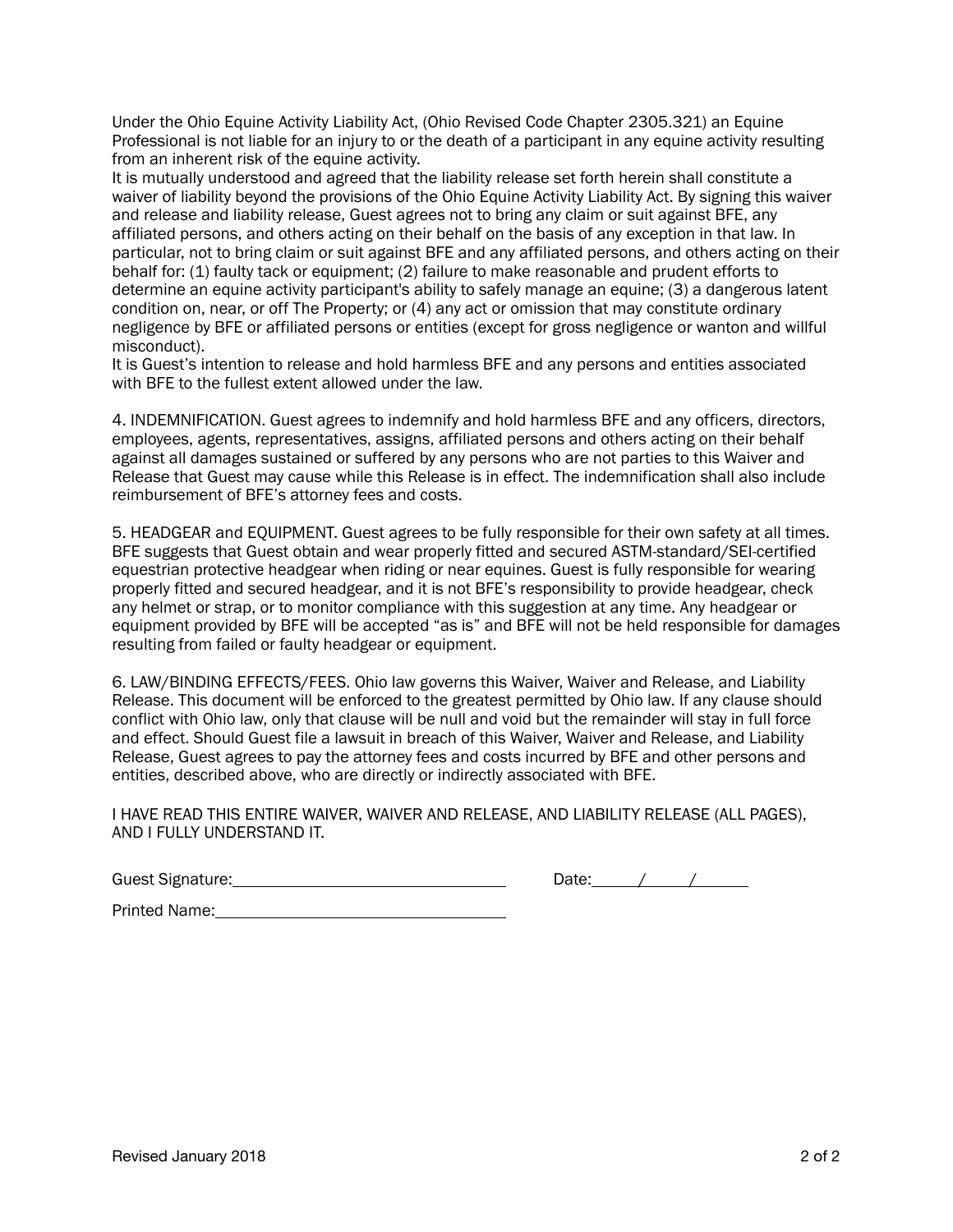Under the Ohio Equine Activity Liability Act, (Ohio Revised Code Chapter 2305.321) an Equine Professional is not liable for an injury to or the death of a participant in any equine activity resulting from an inherent risk of the equine activity.

It is mutually understood and agreed that the liability release set forth herein shall constitute a waiver of liability beyond the provisions of the Ohio Equine Activity Liability Act. By signing this waiver and release and liability release, Guest agrees not to bring any claim or suit against BFE, any affiliated persons, and others acting on their behalf on the basis of any exception in that law. In particular, not to bring claim or suit against BFE and any affiliated persons, and others acting on their behalf for: (1) faulty tack or equipment; (2) failure to make reasonable and prudent efforts to determine an equine activity participant's ability to safely manage an equine; (3) a dangerous latent condition on, near, or off The Property; or (4) any act or omission that may constitute ordinary negligence by BFE or affiliated persons or entities (except for gross negligence or wanton and willful misconduct).

It is Guest's intention to release and hold harmless BFE and any persons and entities associated with BFE to the fullest extent allowed under the law.

4. INDEMNIFICATION. Guest agrees to indemnify and hold harmless BFE and any officers, directors, employees, agents, representatives, assigns, affiliated persons and others acting on their behalf against all damages sustained or suffered by any persons who are not parties to this Waiver and Release that Guest may cause while this Release is in effect. The indemnification shall also include reimbursement of BFE's attorney fees and costs.

5. HEADGEAR and EQUIPMENT. Guest agrees to be fully responsible for their own safety at all times. BFE suggests that Guest obtain and wear properly fitted and secured ASTM-standard/SEI-certified equestrian protective headgear when riding or near equines. Guest is fully responsible for wearing properly fitted and secured headgear, and it is not BFE's responsibility to provide headgear, check any helmet or strap, or to monitor compliance with this suggestion at any time. Any headgear or equipment provided by BFE will be accepted "as is" and BFE will not be held responsible for damages resulting from failed or faulty headgear or equipment.

6. LAW/BINDING EFFECTS/FEES. Ohio law governs this Waiver, Waiver and Release, and Liability Release. This document will be enforced to the greatest permitted by Ohio law. If any clause should conflict with Ohio law, only that clause will be null and void but the remainder will stay in full force and effect. Should Guest file a lawsuit in breach of this Waiver, Waiver and Release, and Liability Release, Guest agrees to pay the attorney fees and costs incurred by BFE and other persons and entities, described above, who are directly or indirectly associated with BFE.

I HAVE READ THIS ENTIRE WAIVER, WAIVER AND RELEASE, AND LIABILITY RELEASE (ALL PAGES), AND I FULLY UNDERSTAND IT.

Guest Signature: ______________________________ Date: ____/____/______

Printed Name: ______________________________

Revised January 2018